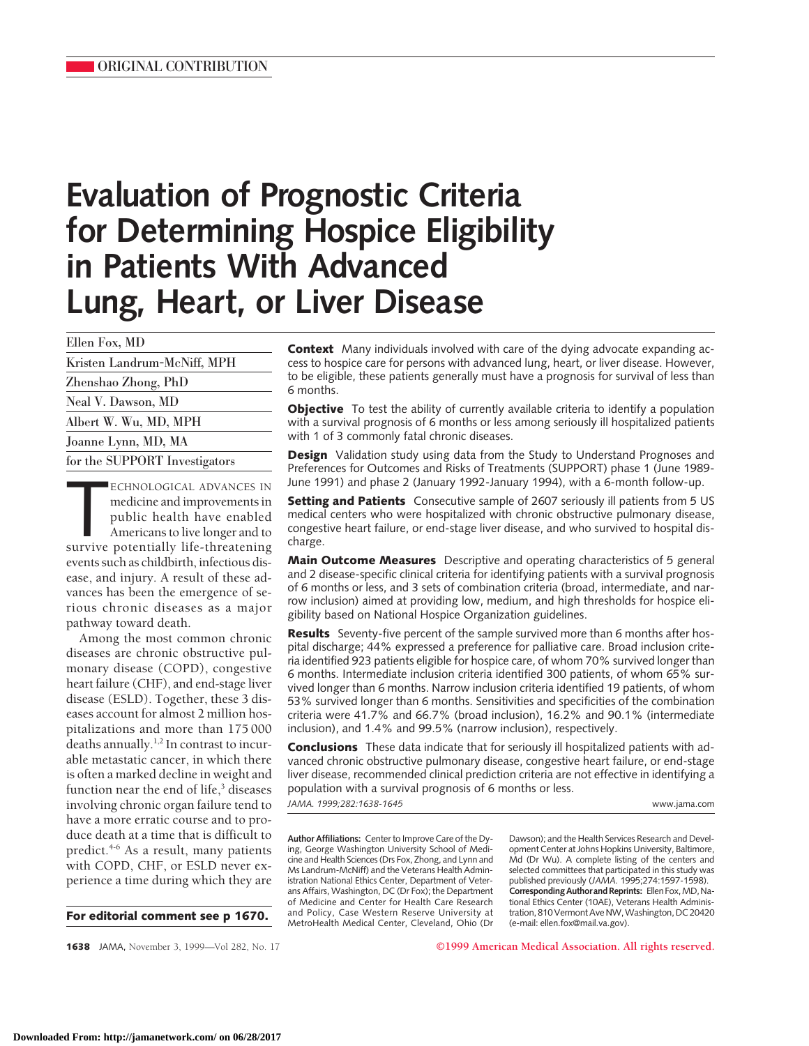ORIGINAL CONTRIBUTION

# Evaluation of Prognostic Criteria for Determining Hospice Eligibility in Patients With Advanced Lung, Heart, or Liver Disease

Ellen Fox, MD

Kristen Landrum-McNiff, MPH

Zhenshao Zhong, PhD

Neal V. Dawson, MD

Albert W. Wu, MD, MPH

Joanne Lynn, MD, MA

for the SUPPORT Investigators

**Context** Many individuals involved with care of the dying advocate expanding access to hospice care for persons with advanced lung, heart, or liver disease. However, to be eligible, these patients generally must have a prognosis for survival of less than 6 months.

**Objective** To test the ability of currently available criteria to identify a population with a survival prognosis of 6 months or less among seriously ill hospitalized patients with 1 of 3 commonly fatal chronic diseases.

**Design** Validation study using data from the Study to Understand Prognoses and Preferences for Outcomes and Risks of Treatments (SUPPORT) phase 1 (June 1989-June 1991) and phase 2 (January 1992-January 1994), with a 6-month follow-up.

**Setting and Patients** Consecutive sample of 2607 seriously ill patients from 5 US medical centers who were hospitalized with chronic obstructive pulmonary disease, congestive heart failure, or end-stage liver disease, and who survived to hospital discharge.

**Main Outcome Measures** Descriptive and operating characteristics of 5 general and 2 disease-specific clinical criteria for identifying patients with a survival prognosis of 6 months or less, and 3 sets of combination criteria (broad, intermediate, and narrow inclusion) aimed at providing low, medium, and high thresholds for hospice eligibility based on National Hospice Organization guidelines.

**Results** Seventy-five percent of the sample survived more than 6 months after hospital discharge; 44% expressed a preference for palliative care. Broad inclusion criteria identified 923 patients eligible for hospice care, of whom 70% survived longer than 6 months. Intermediate inclusion criteria identified 300 patients, of whom 65% survived longer than 6 months. Narrow inclusion criteria identified 19 patients, of whom 53% survived longer than 6 months. Sensitivities and specificities of the combination criteria were 41.7% and 66.7% (broad inclusion), 16.2% and 90.1% (intermediate inclusion), and 1.4% and 99.5% (narrow inclusion), respectively.

**Conclusions** These data indicate that for seriously ill hospitalized patients with advanced chronic obstructive pulmonary disease, congestive heart failure, or end-stage liver disease, recommended clinical prediction criteria are not effective in identifying a population with a survival prognosis of 6 months or less.

*JAMA. 1999;282:1638-1645* www.jama.com

TECHNOLOGICAL ADVANCES IN medicine and improvements in public health have enabled Americans to live longer and to survive potentially life-threatening events such as childbirth, infectious disease, and injury. A result of these advances has been the emergence of serious chronic diseases as a major pathway toward death.

Among the most common chronic diseases are chronic obstructive pulmonary disease (COPD), congestive heart failure (CHF), and end-stage liver disease (ESLD). Together, these 3 diseases account for almost 2 million hospitalizations and more than 175 000 deaths annually.[1,2] In contrast to incurable metastatic cancer, in which there is often a marked decline in weight and function near the end of life,[3] diseases involving chronic organ failure tend to have a more erratic course and to produce death at a time that is difficult to predict.[4-6] As a result, many patients with COPD, CHF, or ESLD never experience a time during which they are

**For editorial comment see p 1670.**

**Author Affiliations:** Center to Improve Care of the Dying, George Washington University School of Medicine and Health Sciences (Drs Fox, Zhong, and Lynn and Ms Landrum-McNiff) and the Veterans Health Administration National Ethics Center, Department of Veterans Affairs, Washington, DC (Dr Fox); the Department of Medicine and Center for Health Care Research and Policy, Case Western Reserve University at MetroHealth Medical Center, Cleveland, Ohio (Dr Dawson); and the Health Services Research and Development Center at Johns Hopkins University, Baltimore, Md (Dr Wu). A complete listing of the centers and selected committees that participated in this study was published previously (*JAMA.* 1995;274:1597-1598).

**Corresponding Author and Reprints:** Ellen Fox, MD, National Ethics Center (10AE), Veterans Health Administration, 810 Vermont Ave NW, Washington, DC 20420 (e-mail: ellen.fox@mail.va.gov).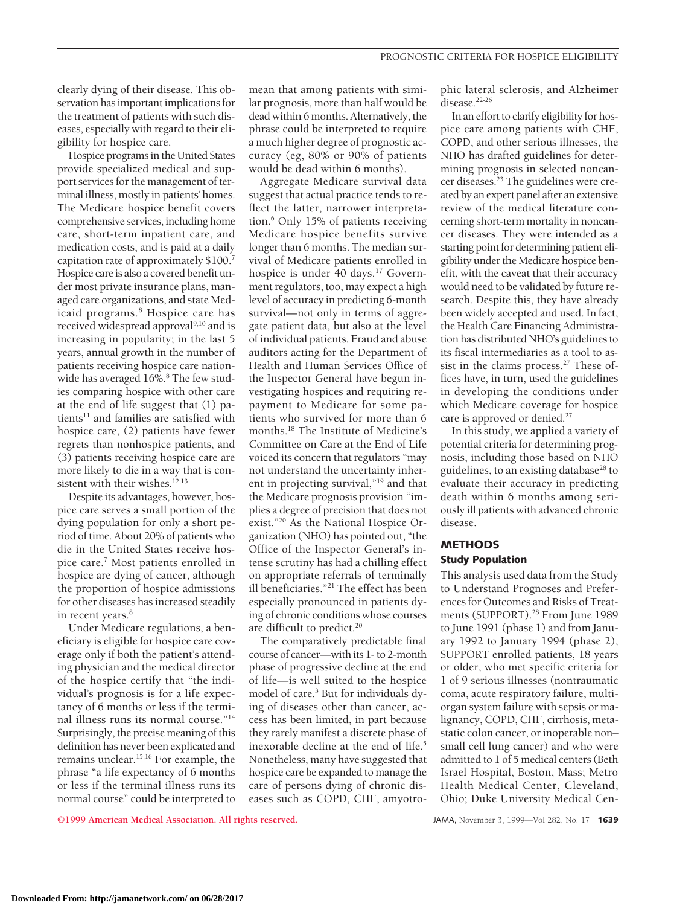clearly dying of their disease. This observation has important implications for the treatment of patients with such diseases, especially with regard to their eligibility for hospice care.

Hospice programs in the United States provide specialized medical and support services for the management of terminal illness, mostly in patients' homes. The Medicare hospice benefit covers comprehensive services, including home care, short-term inpatient care, and medication costs, and is paid at a daily capitation rate of approximately $100.[7] Hospice care is also a covered benefit under most private insurance plans, managed care organizations, and state Medicaid programs.[8] Hospice care has received widespread approval[9,10] and is increasing in popularity; in the last 5 years, annual growth in the number of patients receiving hospice care nationwide has averaged 16%.[8] The few studies comparing hospice with other care at the end of life suggest that (1) patients[11] and families are satisfied with hospice care, (2) patients have fewer regrets than nonhospice patients, and (3) patients receiving hospice care are more likely to die in a way that is consistent with their wishes.[12,13]

Despite its advantages, however, hospice care serves a small portion of the dying population for only a short period of time. About 20% of patients who die in the United States receive hospice care.[7] Most patients enrolled in hospice are dying of cancer, although the proportion of hospice admissions for other diseases has increased steadily in recent years.[8]

Under Medicare regulations, a beneficiary is eligible for hospice care coverage only if both the patient's attending physician and the medical director of the hospice certify that "the individual's prognosis is for a life expectancy of 6 months or less if the terminal illness runs its normal course."[14] Surprisingly, the precise meaning of this definition has never been explicated and remains unclear.[15,16] For example, the phrase "a life expectancy of 6 months or less if the terminal illness runs its normal course" could be interpreted to mean that among patients with similar prognosis, more than half would be dead within 6 months. Alternatively, the phrase could be interpreted to require a much higher degree of prognostic accuracy (eg, 80% or 90% of patients would be dead within 6 months).

Aggregate Medicare survival data suggest that actual practice tends to reflect the latter, narrower interpretation.[6] Only 15% of patients receiving Medicare hospice benefits survive longer than 6 months. The median survival of Medicare patients enrolled in hospice is under 40 days.[17] Government regulators, too, may expect a high level of accuracy in predicting 6-month survival—not only in terms of aggregate patient data, but also at the level of individual patients. Fraud and abuse auditors acting for the Department of Health and Human Services Office of the Inspector General have begun investigating hospices and requiring repayment to Medicare for some patients who survived for more than 6 months.[18] The Institute of Medicine's Committee on Care at the End of Life voiced its concern that regulators "may not understand the uncertainty inherent in projecting survival,"[19] and that the Medicare prognosis provision "implies a degree of precision that does not exist."[20] As the National Hospice Organization (NHO) has pointed out, "the Office of the Inspector General's intense scrutiny has had a chilling effect on appropriate referrals of terminally ill beneficiaries."[21] The effect has been especially pronounced in patients dying of chronic conditions whose courses are difficult to predict.[20]

The comparatively predictable final course of cancer—with its 1- to 2-month phase of progressive decline at the end of life—is well suited to the hospice model of care.[3] But for individuals dying of diseases other than cancer, access has been limited, in part because they rarely manifest a discrete phase of inexorable decline at the end of life.[5] Nonetheless, many have suggested that hospice care be expanded to manage the care of persons dying of chronic diseases such as COPD, CHF, amyotrophic lateral sclerosis, and Alzheimer disease.[22-26]

In an effort to clarify eligibility for hospice care among patients with CHF, COPD, and other serious illnesses, the NHO has drafted guidelines for determining prognosis in selected noncancer diseases.[23] The guidelines were created by an expert panel after an extensive review of the medical literature concerning short-term mortality in noncancer diseases. They were intended as a starting point for determining patient eligibility under the Medicare hospice benefit, with the caveat that their accuracy would need to be validated by future research. Despite this, they have already been widely accepted and used. In fact, the Health Care Financing Administration has distributed NHO's guidelines to its fiscal intermediaries as a tool to assist in the claims process.[27] These offices have, in turn, used the guidelines in developing the conditions under which Medicare coverage for hospice care is approved or denied.[27]

In this study, we applied a variety of potential criteria for determining prognosis, including those based on NHO guidelines, to an existing database[28] to evaluate their accuracy in predicting death within 6 months among seriously ill patients with advanced chronic disease.

## METHODS

### Study Population

This analysis used data from the Study to Understand Prognoses and Preferences for Outcomes and Risks of Treatments (SUPPORT).[28] From June 1989 to June 1991 (phase 1) and from January 1992 to January 1994 (phase 2), SUPPORT enrolled patients, 18 years or older, who met specific criteria for 1 of 9 serious illnesses (nontraumatic coma, acute respiratory failure, multiorgan system failure with sepsis or malignancy, COPD, CHF, cirrhosis, metastatic colon cancer, or inoperable non–small cell lung cancer) and who were admitted to 1 of 5 medical centers (Beth Israel Hospital, Boston, Mass; Metro Health Medical Center, Cleveland, Ohio; Duke University Medical Cen-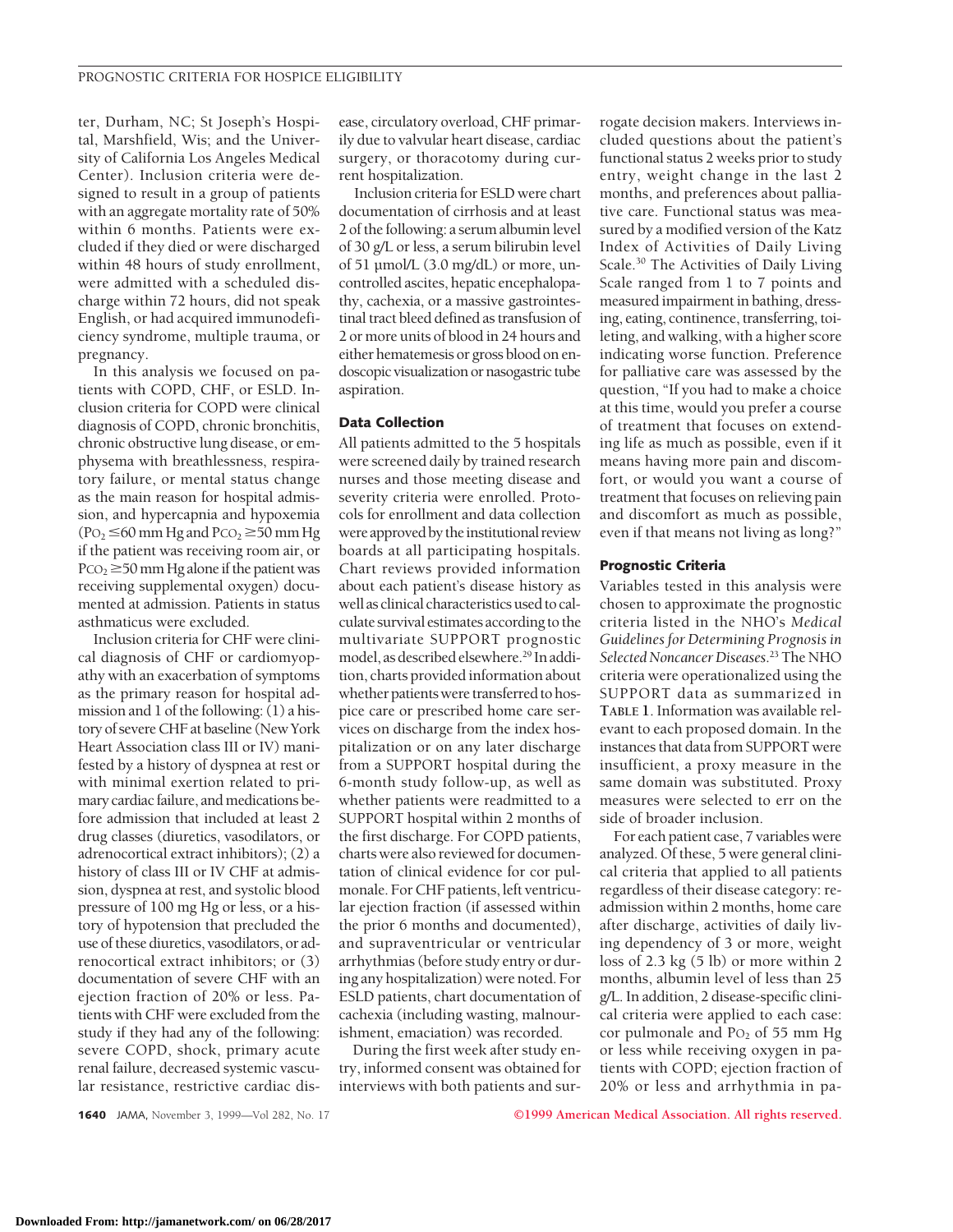ter, Durham, NC; St Joseph's Hospital, Marshfield, Wis; and the University of California Los Angeles Medical Center). Inclusion criteria were designed to result in a group of patients with an aggregate mortality rate of 50% within 6 months. Patients were excluded if they died or were discharged within 48 hours of study enrollment, were admitted with a scheduled discharge within 72 hours, did not speak English, or had acquired immunodeficiency syndrome, multiple trauma, or pregnancy.

In this analysis we focused on patients with COPD, CHF, or ESLD. Inclusion criteria for COPD were clinical diagnosis of COPD, chronic bronchitis, chronic obstructive lung disease, or emphysema with breathlessness, respiratory failure, or mental status change as the main reason for hospital admission, and hypercapnia and hypoxemia ($PO_2 \leq 60$ mm Hg and $PCO_2 \geq 50$ mm Hg if the patient was receiving room air, or $PCO_2 \geq 50$ mm Hg alone if the patient was receiving supplemental oxygen) documented at admission. Patients in status asthmaticus were excluded.

Inclusion criteria for CHF were clinical diagnosis of CHF or cardiomyopathy with an exacerbation of symptoms as the primary reason for hospital admission and 1 of the following: (1) a history of severe CHF at baseline (New York Heart Association class III or IV) manifested by a history of dyspnea at rest or with minimal exertion related to primary cardiac failure, and medications before admission that included at least 2 drug classes (diuretics, vasodilators, or adrenocortical extract inhibitors); (2) a history of class III or IV CHF at admission, dyspnea at rest, and systolic blood pressure of 100 mg Hg or less, or a history of hypotension that precluded the use of these diuretics, vasodilators, or adrenocortical extract inhibitors; or (3) documentation of severe CHF with an ejection fraction of 20% or less. Patients with CHF were excluded from the study if they had any of the following: severe COPD, shock, primary acute renal failure, decreased systemic vascular resistance, restrictive cardiac disease, circulatory overload, CHF primarily due to valvular heart disease, cardiac surgery, or thoracotomy during current hospitalization.

Inclusion criteria for ESLD were chart documentation of cirrhosis and at least 2 of the following: a serum albumin level of 30 g/L or less, a serum bilirubin level of 51 μmol/L (3.0 mg/dL) or more, uncontrolled ascites, hepatic encephalopathy, cachexia, or a massive gastrointestinal tract bleed defined as transfusion of 2 or more units of blood in 24 hours and either hematemesis or gross blood on endoscopic visualization or nasogastric tube aspiration.

### Data Collection

All patients admitted to the 5 hospitals were screened daily by trained research nurses and those meeting disease and severity criteria were enrolled. Protocols for enrollment and data collection were approved by the institutional review boards at all participating hospitals. Chart reviews provided information about each patient's disease history as well as clinical characteristics used to calculate survival estimates according to the multivariate SUPPORT prognostic model, as described elsewhere.[29] In addition, charts provided information about whether patients were transferred to hospice care or prescribed home care services on discharge from the index hospitalization or on any later discharge from a SUPPORT hospital during the 6-month study follow-up, as well as whether patients were readmitted to a SUPPORT hospital within 2 months of the first discharge. For COPD patients, charts were also reviewed for documentation of clinical evidence for cor pulmonale. For CHF patients, left ventricular ejection fraction (if assessed within the prior 6 months and documented), and supraventricular or ventricular arrhythmias (before study entry or during any hospitalization) were noted. For ESLD patients, chart documentation of cachexia (including wasting, malnourishment, emaciation) was recorded.

During the first week after study entry, informed consent was obtained for interviews with both patients and surrogate decision makers. Interviews included questions about the patient's functional status 2 weeks prior to study entry, weight change in the last 2 months, and preferences about palliative care. Functional status was measured by a modified version of the Katz Index of Activities of Daily Living Scale.[30] The Activities of Daily Living Scale ranged from 1 to 7 points and measured impairment in bathing, dressing, eating, continence, transferring, toileting, and walking, with a higher score indicating worse function. Preference for palliative care was assessed by the question, "If you had to make a choice at this time, would you prefer a course of treatment that focuses on extending life as much as possible, even if it means having more pain and discomfort, or would you want a course of treatment that focuses on relieving pain and discomfort as much as possible, even if that means not living as long?"

### Prognostic Criteria

Variables tested in this analysis were chosen to approximate the prognostic criteria listed in the NHO's *Medical Guidelines for Determining Prognosis in Selected Noncancer Diseases*.[23] The NHO criteria were operationalized using the SUPPORT data as summarized in **TABLE 1**. Information was available relevant to each proposed domain. In the instances that data from SUPPORT were insufficient, a proxy measure in the same domain was substituted. Proxy measures were selected to err on the side of broader inclusion.

For each patient case, 7 variables were analyzed. Of these, 5 were general clinical criteria that applied to all patients regardless of their disease category: readmission within 2 months, home care after discharge, activities of daily living dependency of 3 or more, weight loss of 2.3 kg (5 lb) or more within 2 months, albumin level of less than 25 g/L. In addition, 2 disease-specific clinical criteria were applied to each case: cor pulmonale and $PO_2$ of 55 mm Hg or less while receiving oxygen in patients with COPD; ejection fraction of 20% or less and arrhythmia in pa-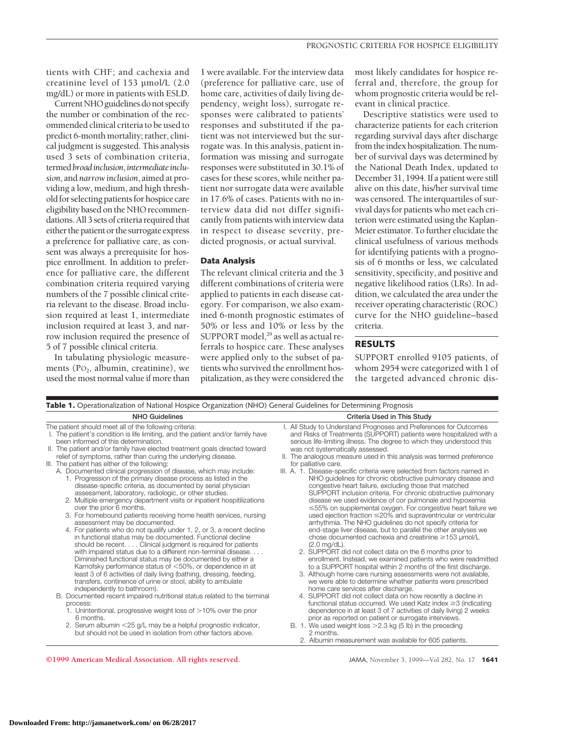tients with CHF; and cachexia and creatinine level of 153 µmol/L (2.0 mg/dL) or more in patients with ESLD.

Current NHO guidelines do not specify the number or combination of the recommended clinical criteria to be used to predict 6-month mortality; rather, clinical judgment is suggested. This analysis used 3 sets of combination criteria, termed *broad inclusion*, *intermediate inclusion*, and *narrow inclusion*, aimed at providing a low, medium, and high threshold for selecting patients for hospice care eligibility based on the NHO recommendations. All 3 sets of criteria required that either the patient or the surrogate express a preference for palliative care, as consent was always a prerequisite for hospice enrollment. In addition to preference for palliative care, the different combination criteria required varying numbers of the 7 possible clinical criteria relevant to the disease. Broad inclusion required at least 1, intermediate inclusion required at least 3, and narrow inclusion required the presence of 5 of 7 possible clinical criteria.

In tabulating physiologic measurements ($PO_2$, albumin, creatinine), we used the most normal value if more than 1 were available. For the interview data (preference for palliative care, use of home care, activities of daily living dependency, weight loss), surrogate responses were calibrated to patients' responses and substituted if the patient was not interviewed but the surrogate was. In this analysis, patient information was missing and surrogate responses were substituted in 30.1% of cases for these scores, while neither patient nor surrogate data were available in 17.6% of cases. Patients with no interview data did not differ significantly from patients with interview data in respect to disease severity, predicted prognosis, or actual survival.

### Data Analysis

The relevant clinical criteria and the 3 different combinations of criteria were applied to patients in each disease category. For comparison, we also examined 6-month prognostic estimates of 50% or less and 10% or less by the SUPPORT model,[29] as well as actual referrals to hospice care. These analyses were applied only to the subset of patients who survived the enrollment hospitalization, as they were considered the most likely candidates for hospice referral and, therefore, the group for whom prognostic criteria would be relevant in clinical practice.

Descriptive statistics were used to characterize patients for each criterion regarding survival days after discharge from the index hospitalization. The number of survival days was determined by the National Death Index, updated to December 31, 1994. If a patient were still alive on this date, his/her survival time was censored. The interquartiles of survival days for patients who met each criterion were estimated using the Kaplan-Meier estimator. To further elucidate the clinical usefulness of various methods for identifying patients with a prognosis of 6 months or less, we calculated sensitivity, specificity, and positive and negative likelihood ratios (LRs). In addition, we calculated the area under the receiver operating characteristic (ROC) curve for the NHO guideline–based criteria.

## RESULTS

SUPPORT enrolled 9105 patients, of whom 2954 were categorized with 1 of the targeted advanced chronic dis-

**Table 1.** Operationalization of National Hospice Organization (NHO) General Guidelines for Determining Prognosis

| NHO Guidelines | Criteria Used in This Study |
|---|---|
| The patient should meet all of the following criteria: | |
| I. The patient's condition is life limiting, and the patient and/or family have been informed of this determination. | I. All Study to Understand Prognoses and Preferences for Outcomes and Risks of Treatments (SUPPORT) patients were hospitalized with a serious life-limiting illness. The degree to which they understood this was not systematically assessed. |
| II. The patient and/or family have elected treatment goals directed toward relief of symptoms, rather than curing the underlying disease. | II. The analogous measure used in this analysis was termed preference for palliative care. |
| III. The patient has either of the following: | |
| A. Documented clinical progression of disease, which may include: | |
| 1. Progression of the primary disease process as listed in the disease-specific criteria, as documented by serial physician assessment, laboratory, radiologic, or other studies. | III. A. 1. Disease-specific criteria were selected from factors named in NHO guidelines for chronic obstructive pulmonary disease and congestive heart failure, excluding those that matched SUPPORT inclusion criteria. For chronic obstructive pulmonary disease we used evidence of cor pulmonale and hypoxemia ≤55% on supplemental oxygen. For congestive heart failure we used ejection fraction ≤20% and supraventricular or ventricular arrhythmia. The NHO guidelines do not specify criteria for end-stage liver disease, but to parallel the other analyses we chose documented cachexia and creatinine ≥153 µmol/L (2.0 mg/dL). |
| 2. Multiple emergency department visits or inpatient hospitilizations over the prior 6 months. | 2. SUPPORT did not collect data on the 6 months prior to enrollment. Instead, we examined patients who were readmitted to a SUPPORT hospital within 2 months of the first discharge. |
| 3. For homebound patients receiving home health services, nursing assessment may be documented. | 3. Although home care nursing assessments were not available, we were able to determine whether patients were prescribed home care services after discharge. |
| 4. For patients who do not qualify under 1, 2, or 3, a recent decline in functional status may be documented. Functional decline should be recent. . . . Clinical judgment is required for patients with impaired status due to a different non-terminal disease. . . . Diminished functional status may be documented by either a Karnofsky performance status of <50%, or dependence in at least 3 of 6 activities of daily living (bathing, dressing, feeding, transfers, continence of urine or stool, ability to ambulate independently to bathroom). | 4. SUPPORT did not collect data on how recently a decline in functional status occurred. We used Katz index ≥3 (indicating dependence in at least 3 of 7 activities of daily living) 2 weeks prior as reported on patient or surrogate interviews. |
| B. Documented recent impaired nutritional status related to the terminal process: | |
| 1. Unintentional, progressive weight loss of >10% over the prior 6 months. | B. 1. We used weight loss >2.3 kg (5 lb) in the preceding 2 months. |
| 2. Serum albumin <25 g/L may be a helpful prognostic indicator, but should not be used in isolation from other factors above. | 2. Albumin measurement was available for 605 patients. |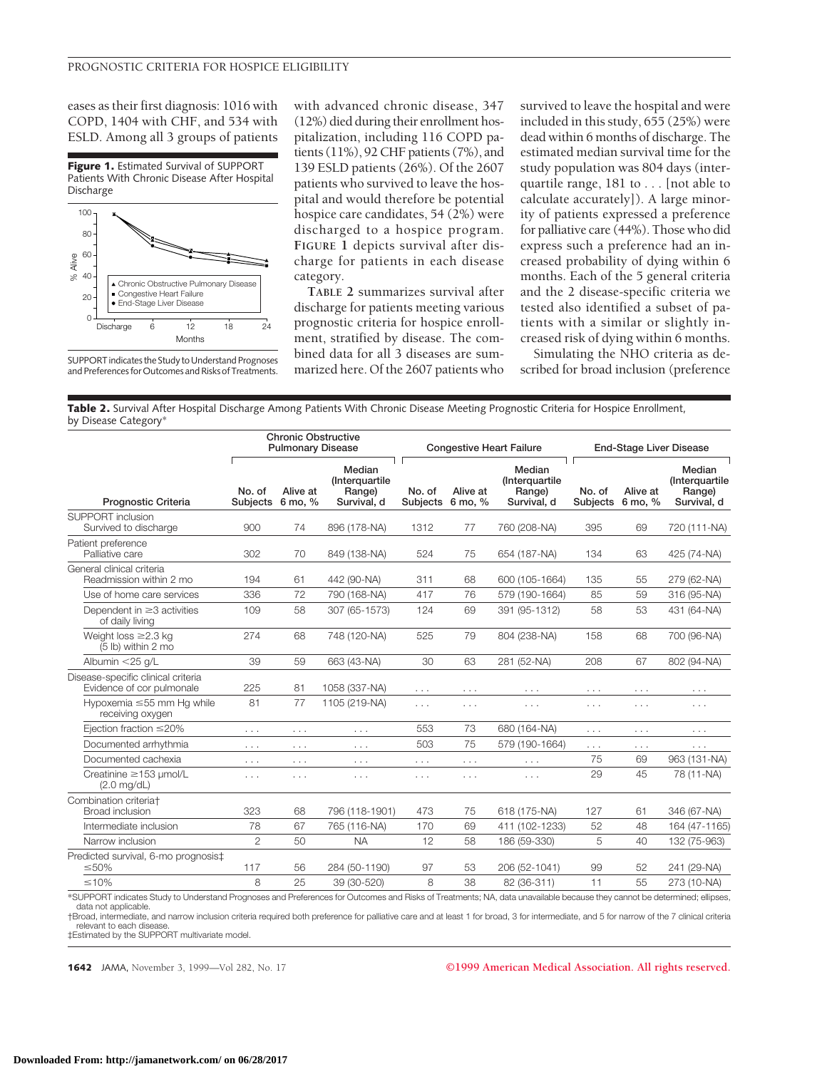eases as their first diagnosis: 1016 with COPD, 1404 with CHF, and 534 with ESLD. Among all 3 groups of patients with advanced chronic disease, 347 (12%) died during their enrollment hospitalization, including 116 COPD patients (11%), 92 CHF patients (7%), and 139 ESLD patients (26%). Of the 2607 patients who survived to leave the hospital and would therefore be potential hospice care candidates, 54 (2%) were discharged to a hospice program. FIGURE 1 depicts survival after discharge for patients in each disease category.

**Figure 1.** Estimated Survival of SUPPORT Patients With Chronic Disease After Hospital Discharge

SUPPORT indicates the Study to Understand Prognoses and Preferences for Outcomes and Risks of Treatments.

TABLE 2 summarizes survival after discharge for patients meeting various prognostic criteria for hospice enrollment, stratified by disease. The combined data for all 3 diseases are summarized here. Of the 2607 patients who survived to leave the hospital and were included in this study, 655 (25%) were dead within 6 months of discharge. The estimated median survival time for the study population was 804 days (interquartile range, 181 to . . . [not able to calculate accurately]). A large minority of patients expressed a preference for palliative care (44%). Those who did express such a preference had an increased probability of dying within 6 months. Each of the 5 general criteria and the 2 disease-specific criteria we tested also identified a subset of patients with a similar or slightly increased risk of dying within 6 months.

Simulating the NHO criteria as described for broad inclusion (preference

**Table 2.** Survival After Hospital Discharge Among Patients With Chronic Disease Meeting Prognostic Criteria for Hospice Enrollment, by Disease Category*

| Prognostic Criteria | Chronic Obstructive Pulmonary Disease | | | Congestive Heart Failure | | | End-Stage Liver Disease | | |
|---|---|---|---|---|---|---|---|---|---|
| | No. of Subjects | Alive at 6 mo, % | Median (Interquartile Range) Survival, d | No. of Subjects | Alive at 6 mo, % | Median (Interquartile Range) Survival, d | No. of Subjects | Alive at 6 mo, % | Median (Interquartile Range) Survival, d |
| **SUPPORT inclusion** | | | | | | | | | |
| Survived to discharge | 900 | 74 | 896 (178-NA) | 1312 | 77 | 760 (208-NA) | 395 | 69 | 720 (111-NA) |
| **Patient preference** | | | | | | | | | |
| Palliative care | 302 | 70 | 849 (138-NA) | 524 | 75 | 654 (187-NA) | 134 | 63 | 425 (74-NA) |
| **General clinical criteria** | | | | | | | | | |
| Readmission within 2 mo | 194 | 61 | 442 (90-NA) | 311 | 68 | 600 (105-1664) | 135 | 55 | 279 (62-NA) |
| Use of home care services | 336 | 72 | 790 (168-NA) | 417 | 76 | 579 (190-1664) | 85 | 59 | 316 (95-NA) |
| Dependent in ≥3 activities of daily living | 109 | 58 | 307 (65-1573) | 124 | 69 | 391 (95-1312) | 58 | 53 | 431 (64-NA) |
| Weight loss ≥2.3 kg (5 lb) within 2 mo | 274 | 68 | 748 (120-NA) | 525 | 79 | 804 (238-NA) | 158 | 68 | 700 (96-NA) |
| Albumin <25 g/L | 39 | 59 | 663 (43-NA) | 30 | 63 | 281 (52-NA) | 208 | 67 | 802 (94-NA) |
| **Disease-specific clinical criteria** | | | | | | | | | |
| Evidence of cor pulmonale | 225 | 81 | 1058 (337-NA) | . . . | . . . | . . . | . . . | . . . | . . . |
| Hypoxemia ≤55 mm Hg while receiving oxygen | 81 | 77 | 1105 (219-NA) | . . . | . . . | . . . | . . . | . . . | . . . |
| Ejection fraction ≤20% | . . . | . . . | . . . | 553 | 73 | 680 (164-NA) | . . . | . . . | . . . |
| Documented arrhythmia | . . . | . . . | . . . | 503 | 75 | 579 (190-1664) | . . . | . . . | . . . |
| Documented cachexia | . . . | . . . | . . . | . . . | . . . | . . . | 75 | 69 | 963 (131-NA) |
| Creatinine ≥153 µmol/L (2.0 mg/dL) | . . . | . . . | . . . | . . . | . . . | . . . | 29 | 45 | 78 (11-NA) |
| **Combination criteria†** | | | | | | | | | |
| Broad inclusion | 323 | 68 | 796 (118-1901) | 473 | 75 | 618 (175-NA) | 127 | 61 | 346 (67-NA) |
| Intermediate inclusion | 78 | 67 | 765 (116-NA) | 170 | 69 | 411 (102-1233) | 52 | 48 | 164 (47-1165) |
| Narrow inclusion | 2 | 50 | NA | 12 | 58 | 186 (59-330) | 5 | 40 | 132 (75-963) |
| **Predicted survival, 6-mo prognosis‡** | | | | | | | | | |
| ≤50% | 117 | 56 | 284 (50-1190) | 97 | 53 | 206 (52-1041) | 99 | 52 | 241 (29-NA) |
| ≤10% | 8 | 25 | 39 (30-520) | 8 | 38 | 82 (36-311) | 11 | 55 | 273 (10-NA) |

*SUPPORT indicates Study to Understand Prognoses and Preferences for Outcomes and Risks of Treatments; NA, data unavailable because they cannot be determined; ellipses, data not applicable.

†Broad, intermediate, and narrow inclusion criteria required both preference for palliative care and at least 1 for broad, 3 for intermediate, and 5 for narrow of the 7 clinical criteria relevant to each disease.

‡Estimated by the SUPPORT multivariate model.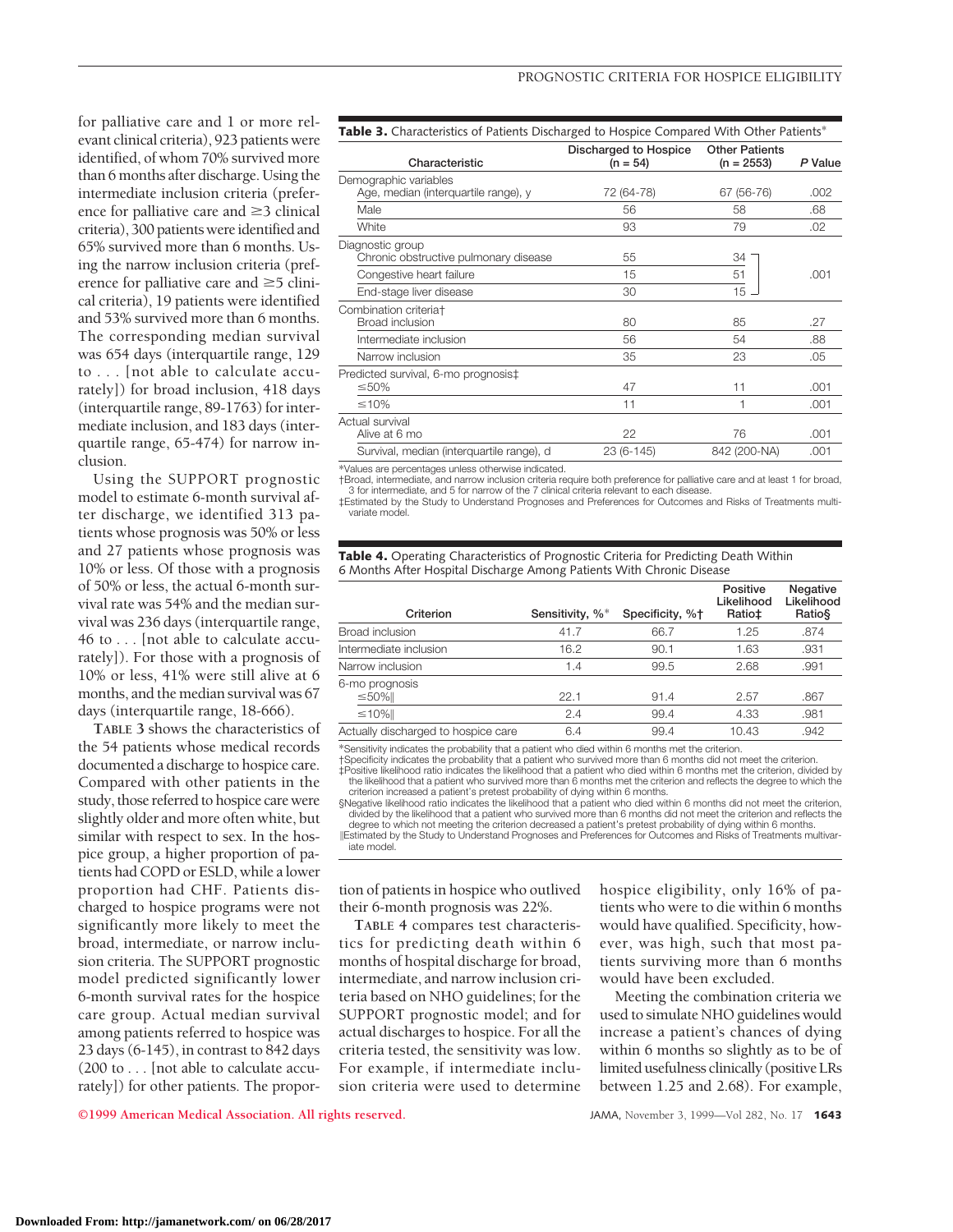for palliative care and 1 or more relevant clinical criteria), 923 patients were identified, of whom 70% survived more than 6 months after discharge. Using the intermediate inclusion criteria (preference for palliative care and ≥3 clinical criteria), 300 patients were identified and 65% survived more than 6 months. Using the narrow inclusion criteria (preference for palliative care and ≥5 clinical criteria), 19 patients were identified and 53% survived more than 6 months. The corresponding median survival was 654 days (interquartile range, 129 to . . . [not able to calculate accurately]) for broad inclusion, 418 days (interquartile range, 89-1763) for intermediate inclusion, and 183 days (interquartile range, 65-474) for narrow inclusion.

Using the SUPPORT prognostic model to estimate 6-month survival after discharge, we identified 313 patients whose prognosis was 50% or less and 27 patients whose prognosis was 10% or less. Of those with a prognosis of 50% or less, the actual 6-month survival rate was 54% and the median survival was 236 days (interquartile range, 46 to . . . [not able to calculate accurately]). For those with a prognosis of 10% or less, 41% were still alive at 6 months, and the median survival was 67 days (interquartile range, 18-666).

**TABLE 3** shows the characteristics of the 54 patients whose medical records documented a discharge to hospice care. Compared with other patients in the study, those referred to hospice care were slightly older and more often white, but similar with respect to sex. In the hospice group, a higher proportion of patients had COPD or ESLD, while a lower proportion had CHF. Patients discharged to hospice programs were not significantly more likely to meet the broad, intermediate, or narrow inclusion criteria. The SUPPORT prognostic model predicted significantly lower 6-month survival rates for the hospice care group. Actual median survival among patients referred to hospice was 23 days (6-145), in contrast to 842 days (200 to . . . [not able to calculate accurately]) for other patients. The proportion of patients in hospice who outlived their 6-month prognosis was 22%.

**Table 3.** Characteristics of Patients Discharged to Hospice Compared With Other Patients*

| Characteristic | Discharged to Hospice (n = 54) | Other Patients (n = 2553) | *P* Value |
|---|---|---|---|
| **Demographic variables** | | | |
| Age, median (interquartile range), y | 72 (64-78) | 67 (56-76) | .002 |
| Male | 56 | 58 | .68 |
| White | 93 | 79 | .02 |
| **Diagnostic group** | | | |
| Chronic obstructive pulmonary disease | 55 | 34 | .001 |
| Congestive heart failure | 15 | 51 | |
| End-stage liver disease | 30 | 15 | |
| **Combination criteria†** | | | |
| Broad inclusion | 80 | 85 | .27 |
| Intermediate inclusion | 56 | 54 | .88 |
| Narrow inclusion | 35 | 23 | .05 |
| **Predicted survival, 6-mo prognosis‡** | | | |
| ≤50% | 47 | 11 | .001 |
| ≤10% | 11 | 1 | .001 |
| **Actual survival** | | | |
| Alive at 6 mo | 22 | 76 | .001 |
| Survival, median (interquartile range), d | 23 (6-145) | 842 (200-NA) | .001 |

*Values are percentages unless otherwise indicated.
†Broad, intermediate, and narrow inclusion criteria require both preference for palliative care and at least 1 for broad, 3 for intermediate, and 5 for narrow of the 7 clinical criteria relevant to each disease.
‡Estimated by the Study to Understand Prognoses and Preferences for Outcomes and Risks of Treatments multivariate model.

**Table 4.** Operating Characteristics of Prognostic Criteria for Predicting Death Within 6 Months After Hospital Discharge Among Patients With Chronic Disease

| Criterion | Sensitivity, %* | Specificity, %† | Positive Likelihood Ratio‡ | Negative Likelihood Ratio§ |
|---|---|---|---|---|
| Broad inclusion | 41.7 | 66.7 | 1.25 | .874 |
| Intermediate inclusion | 16.2 | 90.1 | 1.63 | .931 |
| Narrow inclusion | 1.4 | 99.5 | 2.68 | .991 |
| 6-mo prognosis | | | | |
| ≤50%‖ | 22.1 | 91.4 | 2.57 | .867 |
| ≤10%‖ | 2.4 | 99.4 | 4.33 | .981 |
| Actually discharged to hospice care | 6.4 | 99.4 | 10.43 | .942 |

*Sensitivity indicates the probability that a patient who died within 6 months met the criterion.
†Specificity indicates the probability that a patient who survived more than 6 months did not meet the criterion.
‡Positive likelihood ratio indicates the likelihood that a patient who died within 6 months met the criterion, divided by the likelihood that a patient who survived more than 6 months met the criterion and reflects the degree to which the criterion increased a patient's pretest probability of dying within 6 months.
§Negative likelihood ratio indicates the likelihood that a patient who died within 6 months did not meet the criterion, divided by the likelihood that a patient who survived more than 6 months did not meet the criterion and reflects the degree to which not meeting the criterion decreased a patient's pretest probability of dying within 6 months.
‖Estimated by the Study to Understand Prognoses and Preferences for Outcomes and Risks of Treatments multivariate model.

**TABLE 4** compares test characteristics for predicting death within 6 months of hospital discharge for broad, intermediate, and narrow inclusion criteria based on NHO guidelines; for the SUPPORT prognostic model; and for actual discharges to hospice. For all the criteria tested, the sensitivity was low. For example, if intermediate inclusion criteria were used to determine hospice eligibility, only 16% of patients who were to die within 6 months would have qualified. Specificity, however, was high, such that most patients surviving more than 6 months would have been excluded.

Meeting the combination criteria we used to simulate NHO guidelines would increase a patient's chances of dying within 6 months so slightly as to be of limited usefulness clinically (positive LRs between 1.25 and 2.68). For example,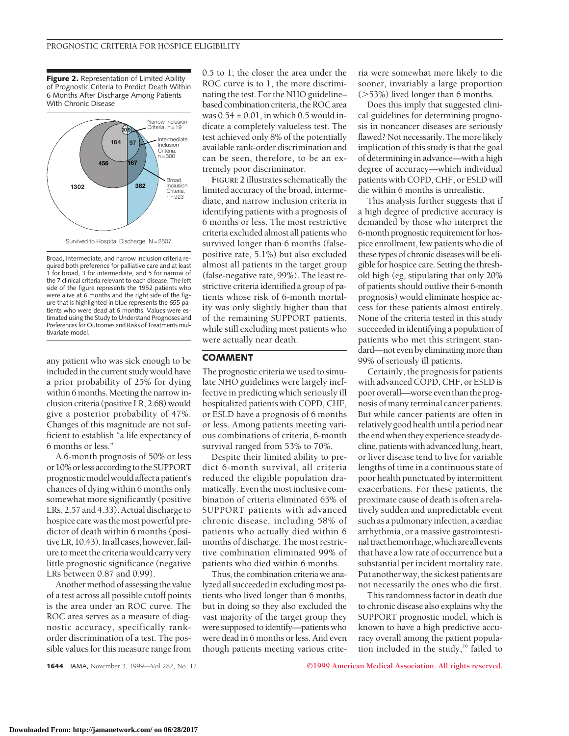**Figure 2.** Representation of Limited Ability of Prognostic Criteria to Predict Death Within 6 Months After Discharge Among Patients With Chronic Disease

Broad, intermediate, and narrow inclusion criteria required both preference for palliative care and at least 1 for broad, 3 for intermediate, and 5 for narrow of the 7 clinical criteria relevant to each disease. The left side of the figure represents the 1952 patients who were alive at 6 months and the right side of the figure that is highlighted in blue represents the 655 patients who were dead at 6 months. Values were estimated using the Study to Understand Prognoses and Preferences for Outcomes and Risks of Treatments multivariate model.

any patient who was sick enough to be included in the current study would have a prior probability of 25% for dying within 6 months. Meeting the narrow inclusion criteria (positive LR, 2.68) would give a posterior probability of 47%. Changes of this magnitude are not sufficient to establish "a life expectancy of 6 months or less."

A 6-month prognosis of 50% or less or 10% or less according to the SUPPORT prognostic model would affect a patient's chances of dying within 6 months only somewhat more significantly (positive LRs, 2.57 and 4.33). Actual discharge to hospice care was the most powerful predictor of death within 6 months (positive LR, 10.43). In all cases, however, failure to meet the criteria would carry very little prognostic significance (negative LRs between 0.87 and 0.99).

Another method of assessing the value of a test across all possible cutoff points is the area under an ROC curve. The ROC area serves as a measure of diagnostic accuracy, specifically rank-order discrimination of a test. The possible values for this measure range from 0.5 to 1; the closer the area under the ROC curve is to 1, the more discriminating the test. For the NHO guideline–based combination criteria, the ROC area was $0.54 \pm 0.01$, in which 0.5 would indicate a completely valueless test. The test achieved only 8% of the potentially available rank-order discrimination and can be seen, therefore, to be an extremely poor discriminator.

FIGURE 2 illustrates schematically the limited accuracy of the broad, intermediate, and narrow inclusion criteria in identifying patients with a prognosis of 6 months or less. The most restrictive criteria excluded almost all patients who survived longer than 6 months (false-positive rate, 5.1%) but also excluded almost all patients in the target group (false-negative rate, 99%). The least restrictive criteria identified a group of patients whose risk of 6-month mortality was only slightly higher than that of the remaining SUPPORT patients, while still excluding most patients who were actually near death.

## COMMENT

The prognostic criteria we used to simulate NHO guidelines were largely ineffective in predicting which seriously ill hospitalized patients with COPD, CHF, or ESLD have a prognosis of 6 months or less. Among patients meeting various combinations of criteria, 6-month survival ranged from 53% to 70%.

Despite their limited ability to predict 6-month survival, all criteria reduced the eligible population dramatically. Even the most inclusive combination of criteria eliminated 65% of SUPPORT patients with advanced chronic disease, including 58% of patients who actually died within 6 months of discharge. The most restrictive combination eliminated 99% of patients who died within 6 months.

Thus, the combination criteria we analyzed all succeeded in excluding most patients who lived longer than 6 months, but in doing so they also excluded the vast majority of the target group they were supposed to identify—patients who were dead in 6 months or less. And even though patients meeting various criteria were somewhat more likely to die sooner, invariably a large proportion (>53%) lived longer than 6 months.

Does this imply that suggested clinical guidelines for determining prognosis in noncancer diseases are seriously flawed? Not necessarily. The more likely implication of this study is that the goal of determining in advance—with a high degree of accuracy—which individual patients with COPD, CHF, or ESLD will die within 6 months is unrealistic.

This analysis further suggests that if a high degree of predictive accuracy is demanded by those who interpret the 6-month prognostic requirement for hospice enrollment, few patients who die of these types of chronic diseases will be eligible for hospice care. Setting the threshold high (eg, stipulating that only 20% of patients should outlive their 6-month prognosis) would eliminate hospice access for these patients almost entirely. None of the criteria tested in this study succeeded in identifying a population of patients who met this stringent standard—not even by eliminating more than 99% of seriously ill patients.

Certainly, the prognosis for patients with advanced COPD, CHF, or ESLD is poor overall—worse even than the prognosis of many terminal cancer patients. But while cancer patients are often in relatively good health until a period near the end when they experience steady decline, patients with advanced lung, heart, or liver disease tend to live for variable lengths of time in a continuous state of poor health punctuated by intermittent exacerbations. For these patients, the proximate cause of death is often a relatively sudden and unpredictable event such as a pulmonary infection, a cardiac arrhythmia, or a massive gastrointestinal tract hemorrhage, which are all events that have a low rate of occurrence but a substantial per incident mortality rate. Put another way, the sickest patients are not necessarily the ones who die first.

This randomness factor in death due to chronic disease also explains why the SUPPORT prognostic model, which is known to have a high predictive accuracy overall among the patient population included in the study,[29] failed to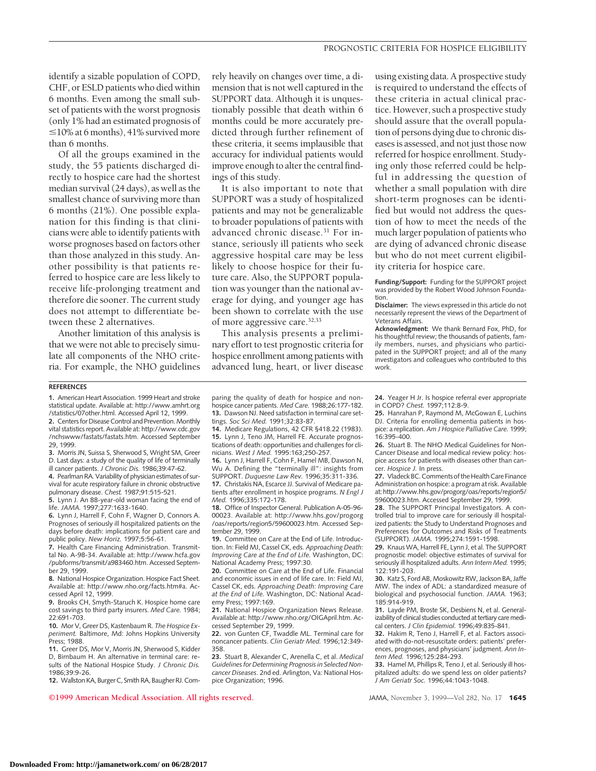identify a sizable population of COPD, CHF, or ESLD patients who died within 6 months. Even among the small subset of patients with the worst prognosis (only 1% had an estimated prognosis of ≤10% at 6 months), 41% survived more than 6 months.

Of all the groups examined in the study, the 55 patients discharged directly to hospice care had the shortest median survival (24 days), as well as the smallest chance of surviving more than 6 months (21%). One possible explanation for this finding is that clinicians were able to identify patients with worse prognoses based on factors other than those analyzed in this study. Another possibility is that patients referred to hospice care are less likely to receive life-prolonging treatment and therefore die sooner. The current study does not attempt to differentiate between these 2 alternatives.

Another limitation of this analysis is that we were not able to precisely simulate all components of the NHO criteria. For example, the NHO guidelines rely heavily on changes over time, a dimension that is not well captured in the SUPPORT data. Although it is unquestionably possible that death within 6 months could be more accurately predicted through further refinement of these criteria, it seems implausible that accuracy for individual patients would improve enough to alter the central findings of this study.

It is also important to note that SUPPORT was a study of hospitalized patients and may not be generalizable to broader populations of patients with advanced chronic disease.[31] For instance, seriously ill patients who seek aggressive hospital care may be less likely to choose hospice for their future care. Also, the SUPPORT population was younger than the national average for dying, and younger age has been shown to correlate with the use of more aggressive care.[32,33]

This analysis presents a preliminary effort to test prognostic criteria for hospice enrollment among patients with advanced lung, heart, or liver disease using existing data. A prospective study is required to understand the effects of these criteria in actual clinical practice. However, such a prospective study should assure that the overall population of persons dying due to chronic diseases is assessed, and not just those now referred for hospice enrollment. Studying only those referred could be helpful in addressing the question of whether a small population with dire short-term prognoses can be identified but would not address the question of how to meet the needs of the much larger population of patients who are dying of advanced chronic disease but who do not meet current eligibility criteria for hospice care.

**Funding/Support:** Funding for the SUPPORT project was provided by the Robert Wood Johnson Foundation.

**Disclaimer:** The views expressed in this article do not necessarily represent the views of the Department of Veterans Affairs.

**Acknowledgment:** We thank Bernard Fox, PhD, for his thoughtful review; the thousands of patients, family members, nurses, and physicians who participated in the SUPPORT project; and all of the many investigators and colleagues who contributed to this work.

## REFERENCES

1. American Heart Association. 1999 Heart and stroke statistical update. Available at: http://www.amhrt.org/statistics/07other.html. Accessed April 12, 1999.
2. Centers for Disease Control and Prevention. Monthly vital statistics report. Available at: http://www.cdc.gov/nchswww/fastats/fastats.htm. Accessed September 29, 1999.
3. Morris JN, Suissa S, Sherwood S, Wright SM, Greer D. Last days: a study of the quality of life of terminally ill cancer patients. *J Chronic Dis.* 1986;39:47-62.
4. Pearlman RA. Variability of physician estimates of survival for acute respiratory failure in chronic obstructive pulmonary disease. *Chest.* 1987;91:515-521.
5. Lynn J. An 88-year-old woman facing the end of life. *JAMA.* 1997;277:1633-1640.
6. Lynn J, Harrell F, Cohn F, Wagner D, Connors A. Prognoses of seriously ill hospitalized patients on the days before death: implications for patient care and public policy. *New Horiz.* 1997;5:56-61.
7. Health Care Financing Administration. Transmittal No. A-98-34. Available at: http://www.hcfa.gov/pubforms/transmit/a983460.htm. Accessed September 29, 1999.
8. National Hospice Organization. Hospice Fact Sheet. Available at: http://www.nho.org/facts.htm#a. Accessed April 12, 1999.
9. Brooks CH, Smyth-Staruch K. Hospice home care cost savings to third party insurers. *Med Care.* 1984;22:691-703.
10. Mor V, Greer DS, Kastenbaum R. *The Hospice Experiment.* Baltimore, Md: Johns Hopkins University Press; 1988.
11. Greer DS, Mor V, Morris JN, Sherwood S, Kidder D, Birnbaum H. An alternative in terminal care: results of the National Hospice Study. *J Chronic Dis.* 1986;39:9-26.
12. Wallston KA, Burger C, Smith RA, Baugher RJ. Comparing the quality of death for hospice and nonhospice cancer patients. *Med Care.* 1988;26:177-182.
13. Dawson NJ. Need satisfaction in terminal care settings. *Soc Sci Med.* 1991;32:83-87.
14. Medicare Regulations, 42 CFR §418.22 (1983).
15. Lynn J, Teno JM, Harrell FE. Accurate prognostications of death: opportunities and challenges for clinicians. *West J Med.* 1995:163;250-257.
16. Lynn J, Harrell F, Cohn F, Hamel MB, Dawson N, Wu A. Defining the "terminally ill": insights from SUPPORT. *Duquesne Law Rev.* 1996;35:311-336.
17. Christakis NA, Escarce JJ. Survival of Medicare patients after enrollment in hospice programs. *N Engl J Med.* 1996;335:172-178.
18. Office of Inspector General. Publication A-05-96-00023. Available at: http://www.hhs.gov/progorg/oas/reports/region5/59600023.htm. Accessed September 29, 1999.
19. Committee on Care at the End of Life. Introduction. In: Field MJ, Cassel CK, eds. *Approaching Death: Improving Care at the End of Life.* Washington, DC: National Academy Press; 1997:30.
20. Committee on Care at the End of Life. Financial and economic issues in end of life care. In: Field MJ, Cassel CK, eds. *Approaching Death: Improving Care at the End of Life.* Washington, DC: National Academy Press; 1997:169.
21. National Hospice Organization News Release. Available at: http://www.nho.org/OIGApril.htm. Accessed September 29, 1999.
22. von Gunten CF, Twaddle ML. Terminal care for noncancer patients. *Clin Geriatr Med.* 1996;12:349-358.
23. Stuart B, Alexander C, Arenella C, et al. *Medical Guidelines for Determining Prognosis in Selected Noncancer Diseases*. 2nd ed. Arlington, Va: National Hospice Organization; 1996.
24. Yeager H Jr. Is hospice referral ever appropriate in COPD? *Chest.* 1997;112:8-9.
25. Hanrahan P, Raymond M, McGowan E, Luchins DJ. Criteria for enrolling dementia patients in hospice: a replication. *Am J Hospice Palliative Care.* 1999;16:395-400.
26. Stuart B. The NHO Medical Guidelines for Non-Cancer Disease and local medical review policy: hospice access for patients with diseases other than cancer. *Hospice J.* In press.
27. Vladeck BC. Comments of the Health Care Finance Administration on hospice: a program at risk. Available at: http://www.hhs.gov/progorg/oas/reports/region5/59600023.htm. Accessed September 29, 1999.
28. The SUPPORT Principal Investigators. A controlled trial to improve care for seriously ill hospitalized patients: the Study to Understand Prognoses and Preferences for Outcomes and Risks of Treatments (SUPPORT). *JAMA.* 1995;274:1591-1598.
29. Knaus WA, Harrell FE, Lynn J, et al. The SUPPORT prognostic model: objective estimates of survival for seriously ill hospitalized adults. *Ann Intern Med.* 1995;122:191-203.
30. Katz S, Ford AB, Moskowitz RW, Jackson BA, Jaffe MW. The index of ADL: a standardized measure of biological and psychosocial function. *JAMA.* 1963;185:914-919.
31. Layde PM, Broste SK, Desbiens N, et al. Generalizability of clinical studies conducted at tertiary care medical centers. *J Clin Epidemiol.* 1996;49:835-841.
32. Hakim R, Teno J, Harrell F, et al. Factors associated with do-not-resuscitate orders: patients' preferences, prognoses, and physicians' judgment. *Ann Intern Med.* 1996;125:284-293.
33. Hamel M, Phillips R, Teno J, et al. Seriously ill hospitalized adults: do we spend less on older patients? *J Am Geriatr Soc.* 1996;44:1043-1048.